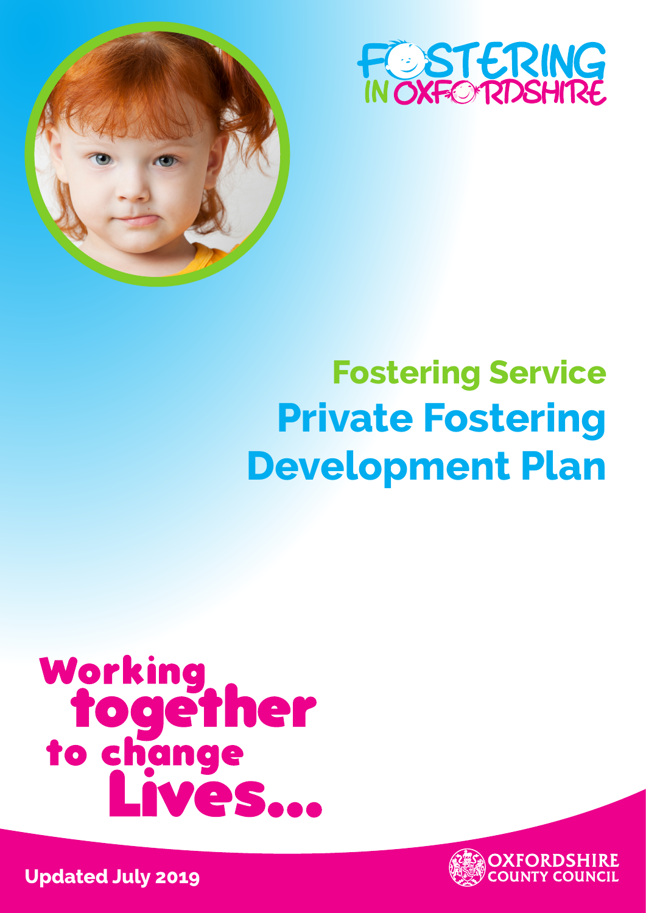FOSTERING IN OXFORDSHIRE

# Fostering Service

# Private Fostering Development Plan

Working together to change Lives...

Updated July 2019

OXFORDSHIRE COUNTY COUNCIL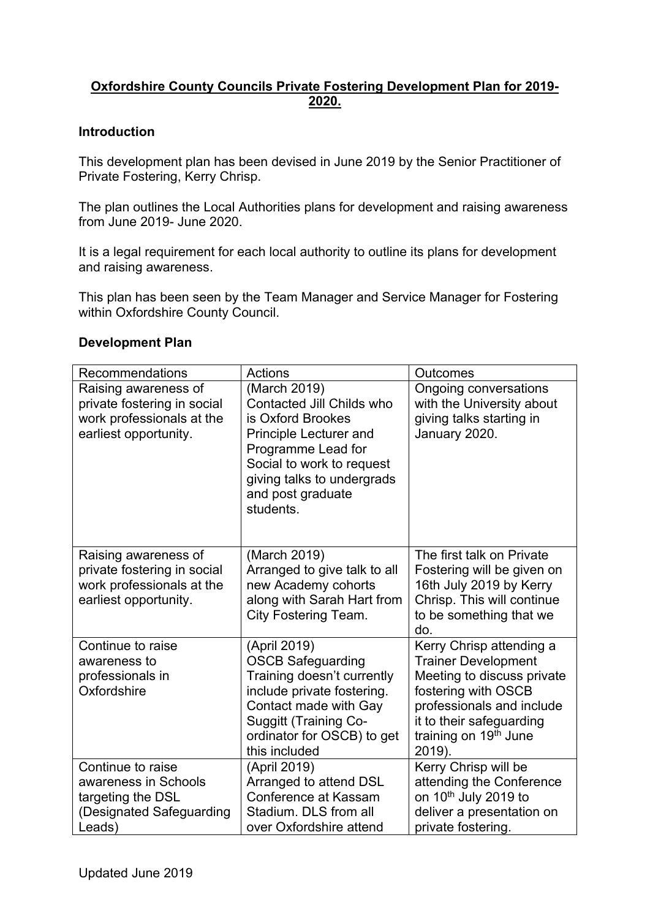**Oxfordshire County Councils Private Fostering Development Plan for 2019-2020.**

**Introduction**

This development plan has been devised in June 2019 by the Senior Practitioner of Private Fostering, Kerry Chrisp.

The plan outlines the Local Authorities plans for development and raising awareness from June 2019- June 2020.

It is a legal requirement for each local authority to outline its plans for development and raising awareness.

This plan has been seen by the Team Manager and Service Manager for Fostering within Oxfordshire County Council.

**Development Plan**

| Recommendations | Actions | Outcomes |
| --- | --- | --- |
| Raising awareness of private fostering in social work professionals at the earliest opportunity. | (March 2019) Contacted Jill Childs who is Oxford Brookes Principle Lecturer and Programme Lead for Social to work to request giving talks to undergrads and post graduate students. | Ongoing conversations with the University about giving talks starting in January 2020. |
| Raising awareness of private fostering in social work professionals at the earliest opportunity. | (March 2019) Arranged to give talk to all new Academy cohorts along with Sarah Hart from City Fostering Team. | The first talk on Private Fostering will be given on 16th July 2019 by Kerry Chrisp. This will continue to be something that we do. |
| Continue to raise awareness to professionals in Oxfordshire | (April 2019) OSCB Safeguarding Training doesn't currently include private fostering. Contact made with Gay Suggitt (Training Co-ordinator for OSCB) to get this included | Kerry Chrisp attending a Trainer Development Meeting to discuss private fostering with OSCB professionals and include it to their safeguarding training on 19th June 2019). |
| Continue to raise awareness in Schools targeting the DSL (Designated Safeguarding Leads) | (April 2019) Arranged to attend DSL Conference at Kassam Stadium. DLS from all over Oxfordshire attend | Kerry Chrisp will be attending the Conference on 10th July 2019 to deliver a presentation on private fostering. |

Updated June 2019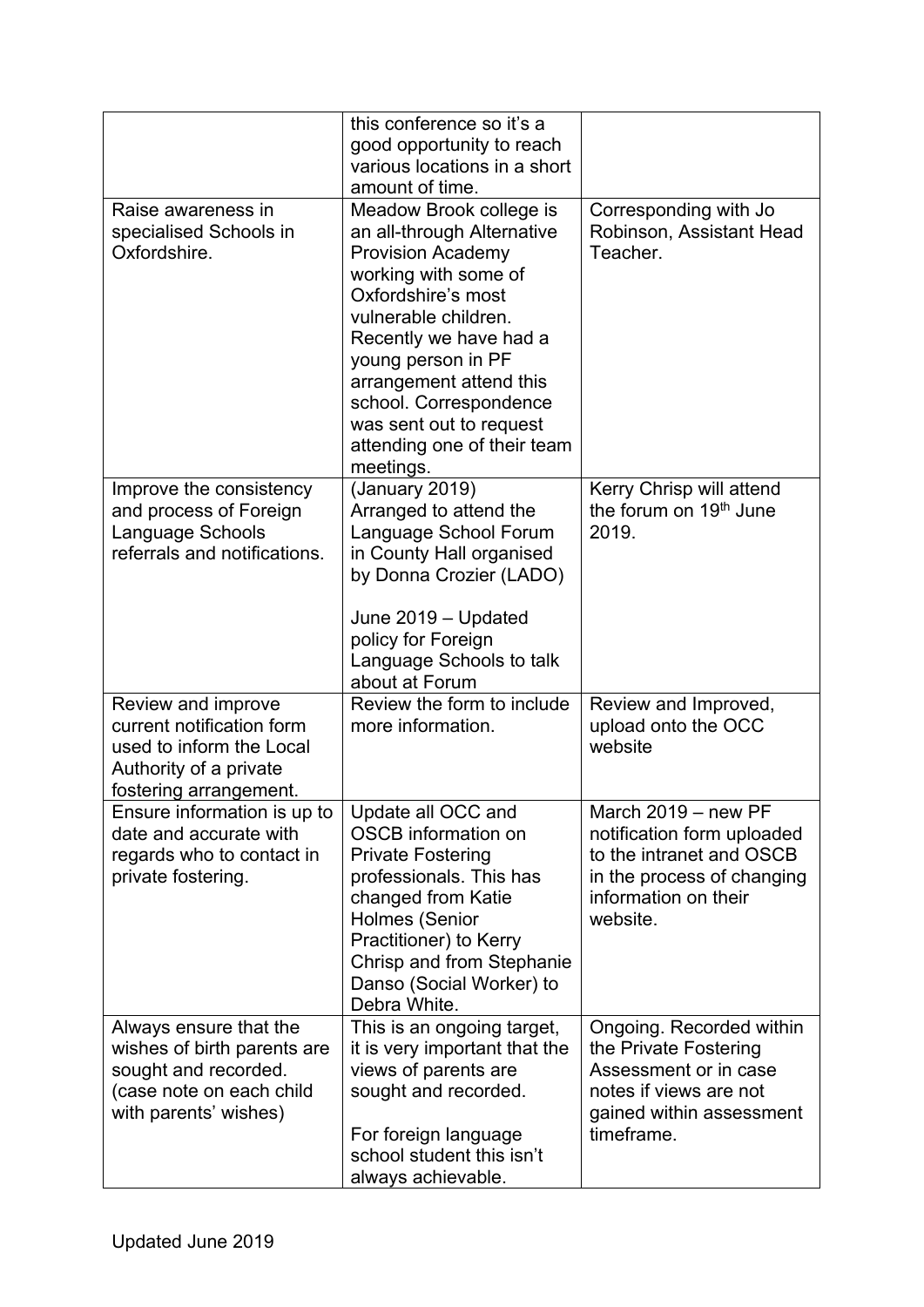| | | |
|---|---|---|
| | this conference so it's a good opportunity to reach various locations in a short amount of time. | |
| Raise awareness in specialised Schools in Oxfordshire. | Meadow Brook college is an all-through Alternative Provision Academy working with some of Oxfordshire's most vulnerable children. Recently we have had a young person in PF arrangement attend this school. Correspondence was sent out to request attending one of their team meetings. | Corresponding with Jo Robinson, Assistant Head Teacher. |
| Improve the consistency and process of Foreign Language Schools referrals and notifications. | (January 2019) Arranged to attend the Language School Forum in County Hall organised by Donna Crozier (LADO)<br><br>June 2019 – Updated policy for Foreign Language Schools to talk about at Forum | Kerry Chrisp will attend the forum on 19th June 2019. |
| Review and improve current notification form used to inform the Local Authority of a private fostering arrangement. | Review the form to include more information. | Review and Improved, upload onto the OCC website |
| Ensure information is up to date and accurate with regards who to contact in private fostering. | Update all OCC and OSCB information on Private Fostering professionals. This has changed from Katie Holmes (Senior Practitioner) to Kerry Chrisp and from Stephanie Danso (Social Worker) to Debra White. | March 2019 – new PF notification form uploaded to the intranet and OSCB in the process of changing information on their website. |
| Always ensure that the wishes of birth parents are sought and recorded. (case note on each child with parents' wishes) | This is an ongoing target, it is very important that the views of parents are sought and recorded.<br><br>For foreign language school student this isn't always achievable. | Ongoing. Recorded within the Private Fostering Assessment or in case notes if views are not gained within assessment timeframe. |

Updated June 2019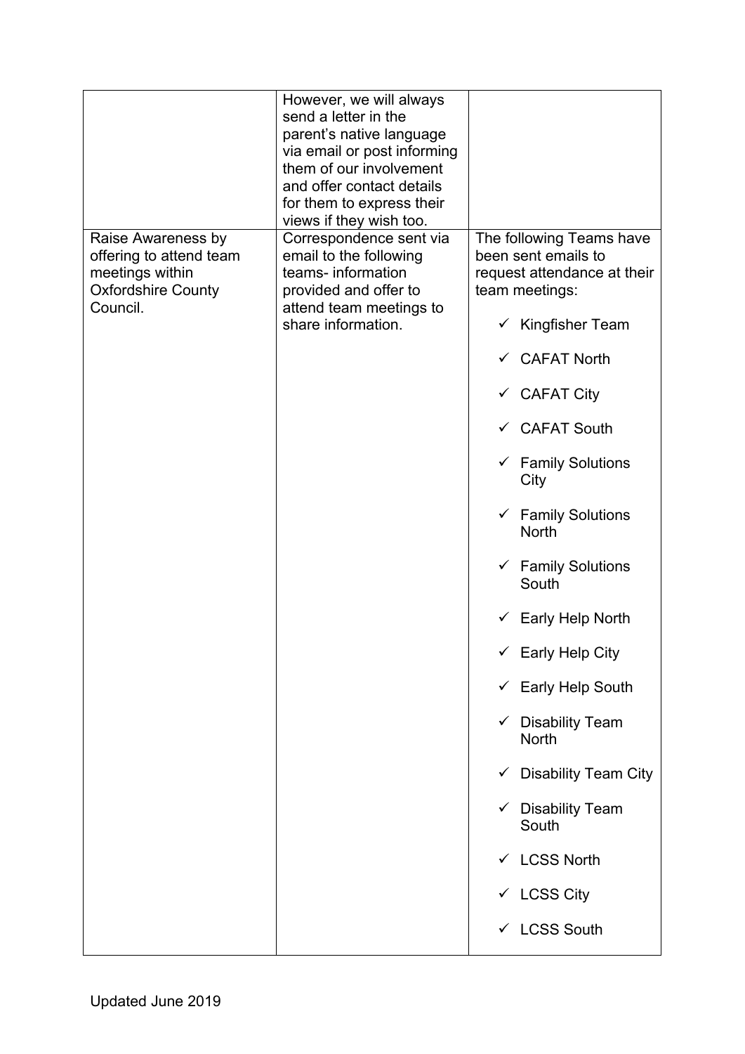| | | |
|---|---|---|
| | However, we will always send a letter in the parent's native language via email or post informing them of our involvement and offer contact details for them to express their views if they wish too. | |
| Raise Awareness by offering to attend team meetings within Oxfordshire County Council. | Correspondence sent via email to the following teams- information provided and offer to attend team meetings to share information. | The following Teams have been sent emails to request attendance at their team meetings:<br>✓ Kingfisher Team<br>✓ CAFAT North<br>✓ CAFAT City<br>✓ CAFAT South<br>✓ Family Solutions City<br>✓ Family Solutions North<br>✓ Family Solutions South<br>✓ Early Help North<br>✓ Early Help City<br>✓ Early Help South<br>✓ Disability Team North<br>✓ Disability Team City<br>✓ Disability Team South<br>✓ LCSS North<br>✓ LCSS City<br>✓ LCSS South |

Updated June 2019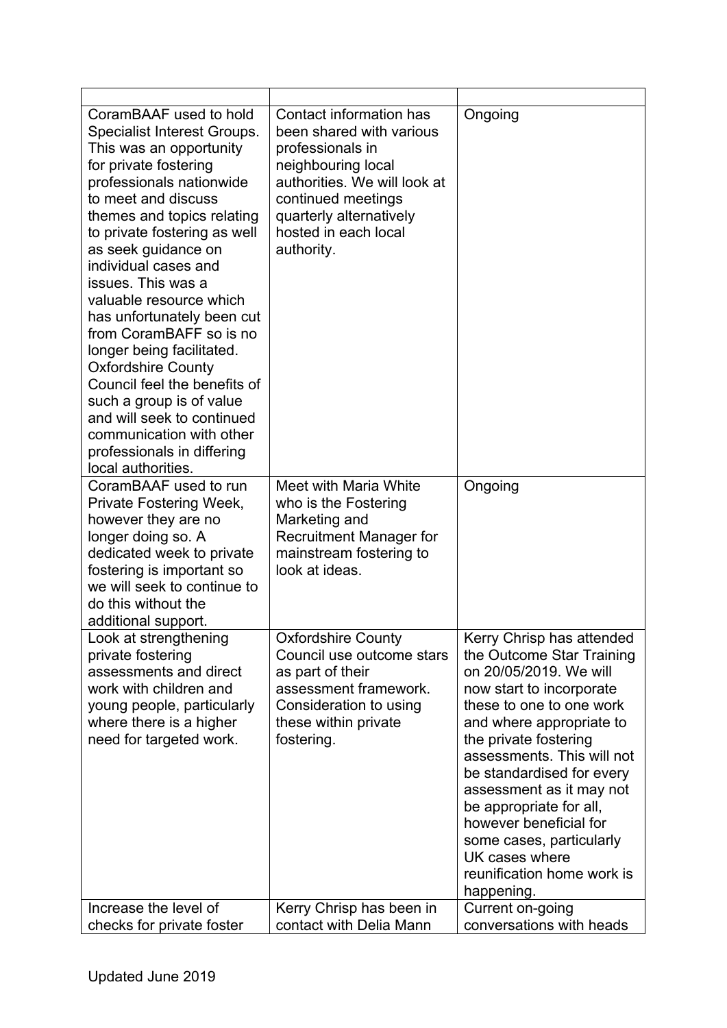| | | |
|---|---|---|
| CoramBAAF used to hold Specialist Interest Groups. This was an opportunity for private fostering professionals nationwide to meet and discuss themes and topics relating to private fostering as well as seek guidance on individual cases and issues. This was a valuable resource which has unfortunately been cut from CoramBAFF so is no longer being facilitated. Oxfordshire County Council feel the benefits of such a group is of value and will seek to continued communication with other professionals in differing local authorities. | Contact information has been shared with various professionals in neighbouring local authorities. We will look at continued meetings quarterly alternatively hosted in each local authority. | Ongoing |
| CoramBAAF used to run Private Fostering Week, however they are no longer doing so. A dedicated week to private fostering is important so we will seek to continue to do this without the additional support. | Meet with Maria White who is the Fostering Marketing and Recruitment Manager for mainstream fostering to look at ideas. | Ongoing |
| Look at strengthening private fostering assessments and direct work with children and young people, particularly where there is a higher need for targeted work. | Oxfordshire County Council use outcome stars as part of their assessment framework. Consideration to using these within private fostering. | Kerry Chrisp has attended the Outcome Star Training on 20/05/2019. We will now start to incorporate these to one to one work and where appropriate to the private fostering assessments. This will not be standardised for every assessment as it may not be appropriate for all, however beneficial for some cases, particularly UK cases where reunification home work is happening. |
| Increase the level of checks for private foster | Kerry Chrisp has been in contact with Delia Mann | Current on-going conversations with heads |

Updated June 2019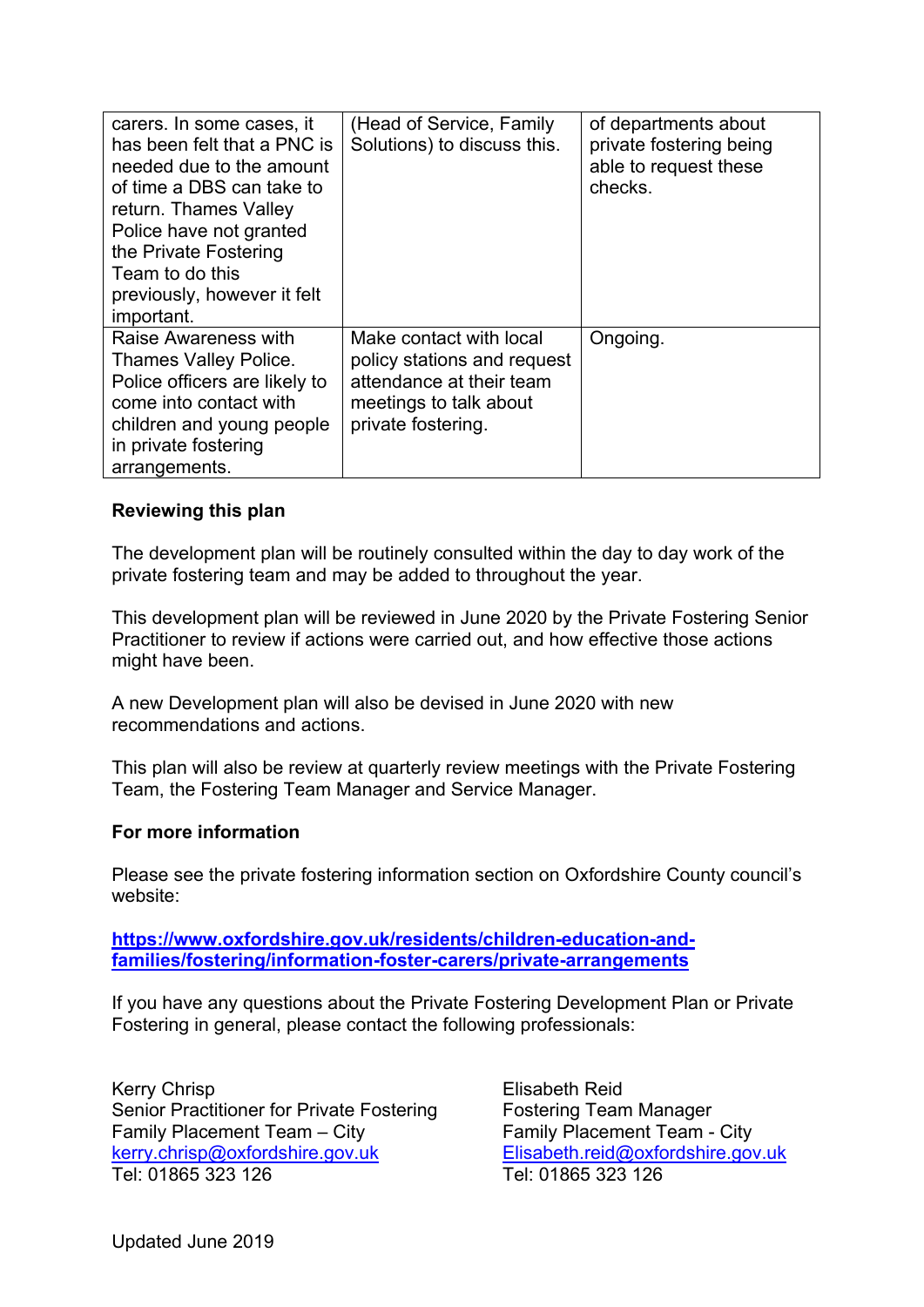| | | |
|---|---|---|
| carers. In some cases, it has been felt that a PNC is needed due to the amount of time a DBS can take to return. Thames Valley Police have not granted the Private Fostering Team to do this previously, however it felt important. | (Head of Service, Family Solutions) to discuss this. | of departments about private fostering being able to request these checks. |
| Raise Awareness with Thames Valley Police. Police officers are likely to come into contact with children and young people in private fostering arrangements. | Make contact with local policy stations and request attendance at their team meetings to talk about private fostering. | Ongoing. |

**Reviewing this plan**

The development plan will be routinely consulted within the day to day work of the private fostering team and may be added to throughout the year.

This development plan will be reviewed in June 2020 by the Private Fostering Senior Practitioner to review if actions were carried out, and how effective those actions might have been.

A new Development plan will also be devised in June 2020 with new recommendations and actions.

This plan will also be review at quarterly review meetings with the Private Fostering Team, the Fostering Team Manager and Service Manager.

**For more information**

Please see the private fostering information section on Oxfordshire County council's website:

**https://www.oxfordshire.gov.uk/residents/children-education-and-families/fostering/information-foster-carers/private-arrangements**

If you have any questions about the Private Fostering Development Plan or Private Fostering in general, please contact the following professionals:

Kerry Chrisp
Senior Practitioner for Private Fostering
Family Placement Team – City
kerry.chrisp@oxfordshire.gov.uk
Tel: 01865 323 126

Elisabeth Reid
Fostering Team Manager
Family Placement Team - City
Elisabeth.reid@oxfordshire.gov.uk
Tel: 01865 323 126

Updated June 2019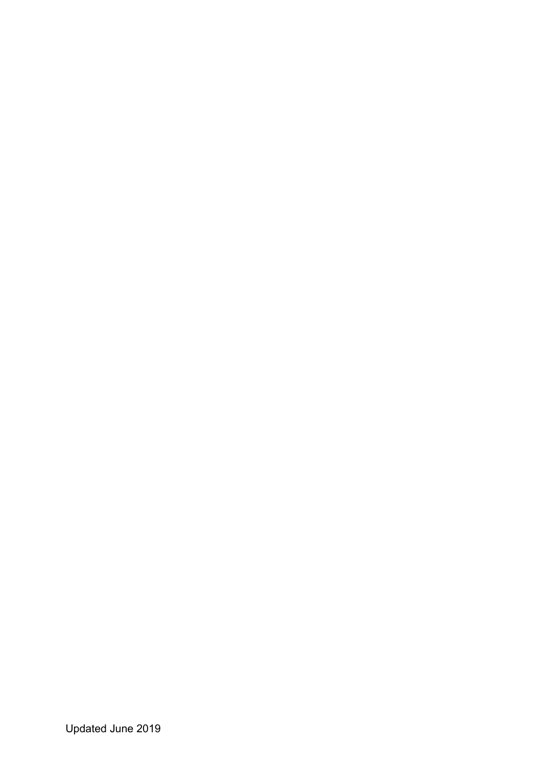Updated June 2019